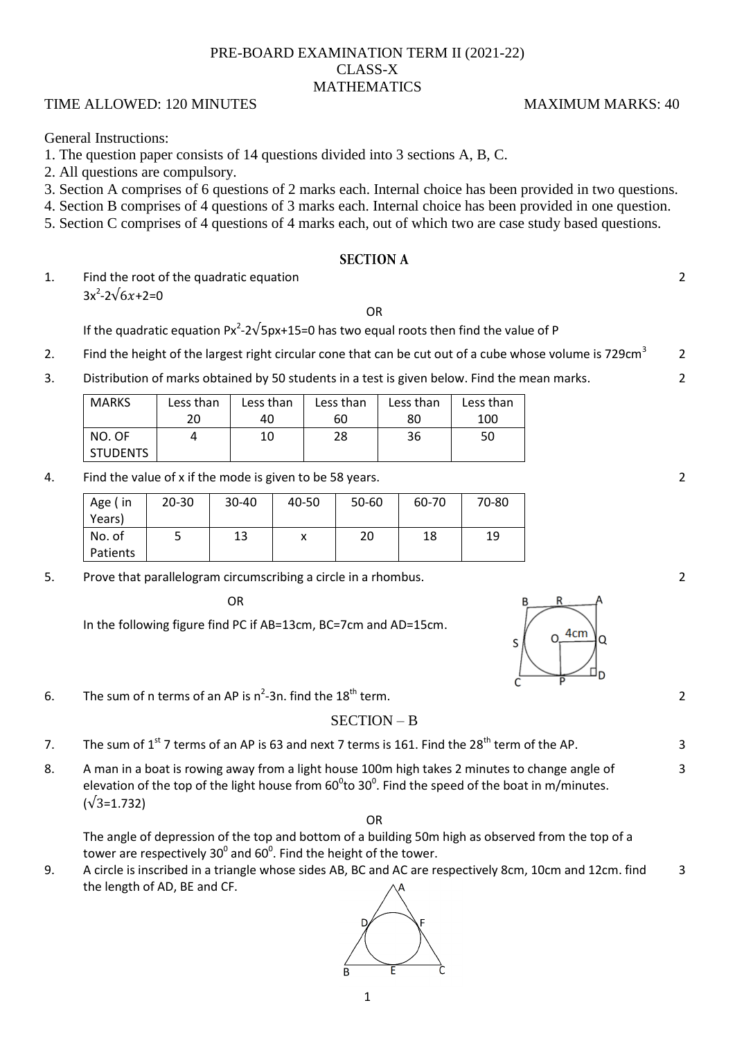PRE-BOARD EXAMINATION TERM II (2021-22)

CLASS-X

MATHEMATICS

TIME ALLOWED: 120 MINUTES MAXIMUM MARKS: 40

General Instructions:

1. The question paper consists of 14 questions divided into 3 sections A, B, C.
2. All questions are compulsory.
3. Section A comprises of 6 questions of 2 marks each. Internal choice has been provided in two questions.
4. Section B comprises of 4 questions of 3 marks each. Internal choice has been provided in one question.
5. Section C comprises of 4 questions of 4 marks each, out of which two are case study based questions.

## SECTION A

1. Find the root of the quadratic equation 2

   $3x^2-2\sqrt{6}x+2=0$

   OR

   If the quadratic equation $Px^2-2\sqrt{5}px+15=0$ has two equal roots then find the value of P

2. Find the height of the largest right circular cone that can be cut out of a cube whose volume is $729cm^3$ 2

3. Distribution of marks obtained by 50 students in a test is given below. Find the mean marks. 2

| MARKS | Less than 20 | Less than 40 | Less than 60 | Less than 80 | Less than 100 |
|---|---|---|---|---|---|
| NO. OF STUDENTS | 4 | 10 | 28 | 36 | 50 |

4. Find the value of x if the mode is given to be 58 years. 2

| Age ( in Years) | 20-30 | 30-40 | 40-50 | 50-60 | 60-70 | 70-80 |
|---|---|---|---|---|---|---|
| No. of Patients | 5 | 13 | x | 20 | 18 | 19 |

5. Prove that parallelogram circumscribing a circle in a rhombus. 2

   OR

   In the following figure find PC if AB=13cm, BC=7cm and AD=15cm.

6. The sum of n terms of an AP is $n^2-3n$. find the $18^{th}$ term. 2

## SECTION – B

7. The sum of $1^{st}$ 7 terms of an AP is 63 and next 7 terms is 161. Find the $28^{th}$ term of the AP. 3

8. A man in a boat is rowing away from a light house 100m high takes 2 minutes to change angle of elevation of the top of the light house from $60^0$ to $30^0$. Find the speed of the boat in m/minutes. ($\sqrt{3}$=1.732) 3

   OR

   The angle of depression of the top and bottom of a building 50m high as observed from the top of a tower are respectively $30^0$ and $60^0$. Find the height of the tower.

9. A circle is inscribed in a triangle whose sides AB, BC and AC are respectively 8cm, 10cm and 12cm. find the length of AD, BE and CF. 3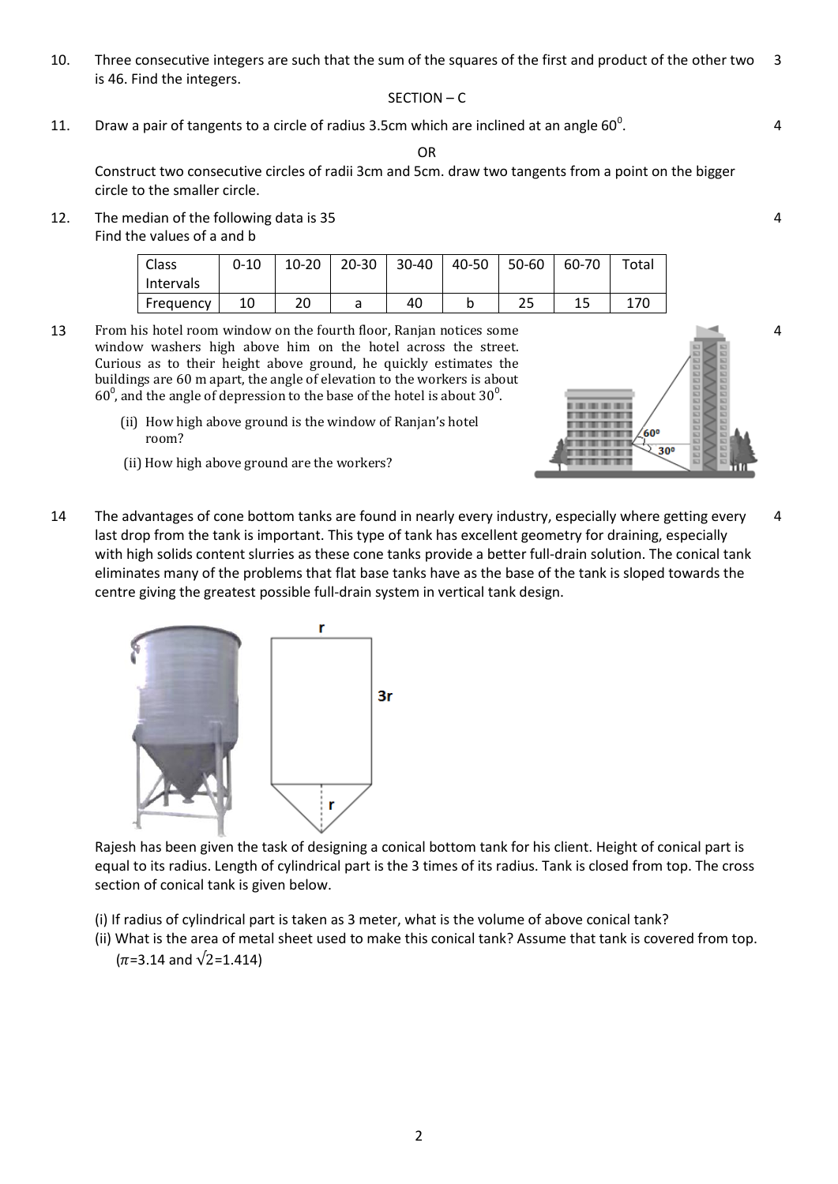10. Three consecutive integers are such that the sum of the squares of the first and product of the other two is 46. Find the integers. 3

SECTION – C

11. Draw a pair of tangents to a circle of radius 3.5cm which are inclined at an angle $60^0$. 4

OR

Construct two consecutive circles of radii 3cm and 5cm. draw two tangents from a point on the bigger circle to the smaller circle.

12. The median of the following data is 35 4

Find the values of a and b

| Class Intervals | 0-10 | 10-20 | 20-30 | 30-40 | 40-50 | 50-60 | 60-70 | Total |
|---|---|---|---|---|---|---|---|---|
| Frequency | 10 | 20 | a | 40 | b | 25 | 15 | 170 |

13 From his hotel room window on the fourth floor, Ranjan notices some window washers high above him on the hotel across the street. Curious as to their height above ground, he quickly estimates the buildings are 60 m apart, the angle of elevation to the workers is about $60^0$, and the angle of depression to the base of the hotel is about $30^0$. 4

(ii) How high above ground is the window of Ranjan's hotel room?

(ii) How high above ground are the workers?

60°

30°

14 The advantages of cone bottom tanks are found in nearly every industry, especially where getting every last drop from the tank is important. This type of tank has excellent geometry for draining, especially with high solids content slurries as these cone tanks provide a better full-drain solution. The conical tank eliminates many of the problems that flat base tanks have as the base of the tank is sloped towards the centre giving the greatest possible full-drain system in vertical tank design. 4

r

3r

r

Rajesh has been given the task of designing a conical bottom tank for his client. Height of conical part is equal to its radius. Length of cylindrical part is the 3 times of its radius. Tank is closed from top. The cross section of conical tank is given below.

(i) If radius of cylindrical part is taken as 3 meter, what is the volume of above conical tank?

(ii) What is the area of metal sheet used to make this conical tank? Assume that tank is covered from top. ($\pi$=3.14 and $\sqrt{2}$=1.414)